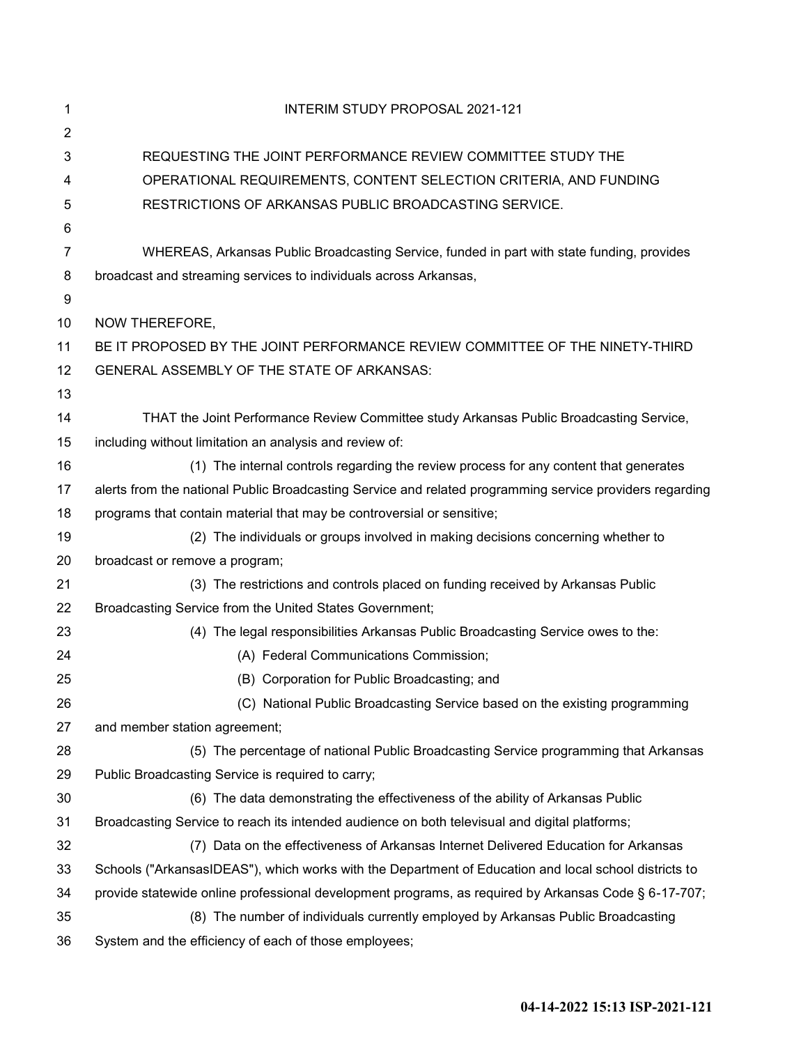INTERIM STUDY PROPOSAL 2021-121

REQUESTING THE JOINT PERFORMANCE REVIEW COMMITTEE STUDY THE OPERATIONAL REQUIREMENTS, CONTENT SELECTION CRITERIA, AND FUNDING RESTRICTIONS OF ARKANSAS PUBLIC BROADCASTING SERVICE.

WHEREAS, Arkansas Public Broadcasting Service, funded in part with state funding, provides broadcast and streaming services to individuals across Arkansas,

NOW THEREFORE,
BE IT PROPOSED BY THE JOINT PERFORMANCE REVIEW COMMITTEE OF THE NINETY-THIRD GENERAL ASSEMBLY OF THE STATE OF ARKANSAS:

THAT the Joint Performance Review Committee study Arkansas Public Broadcasting Service, including without limitation an analysis and review of:

(1) The internal controls regarding the review process for any content that generates alerts from the national Public Broadcasting Service and related programming service providers regarding programs that contain material that may be controversial or sensitive;

(2) The individuals or groups involved in making decisions concerning whether to broadcast or remove a program;

(3) The restrictions and controls placed on funding received by Arkansas Public Broadcasting Service from the United States Government;

(4) The legal responsibilities Arkansas Public Broadcasting Service owes to the:

(A) Federal Communications Commission;

(B) Corporation for Public Broadcasting; and

(C) National Public Broadcasting Service based on the existing programming and member station agreement;

(5) The percentage of national Public Broadcasting Service programming that Arkansas Public Broadcasting Service is required to carry;

(6) The data demonstrating the effectiveness of the ability of Arkansas Public Broadcasting Service to reach its intended audience on both televisual and digital platforms;

(7) Data on the effectiveness of Arkansas Internet Delivered Education for Arkansas Schools ("ArkansasIDEAS"), which works with the Department of Education and local school districts to provide statewide online professional development programs, as required by Arkansas Code § 6-17-707;

(8) The number of individuals currently employed by Arkansas Public Broadcasting System and the efficiency of each of those employees;

**04-14-2022 15:13 ISP-2021-121**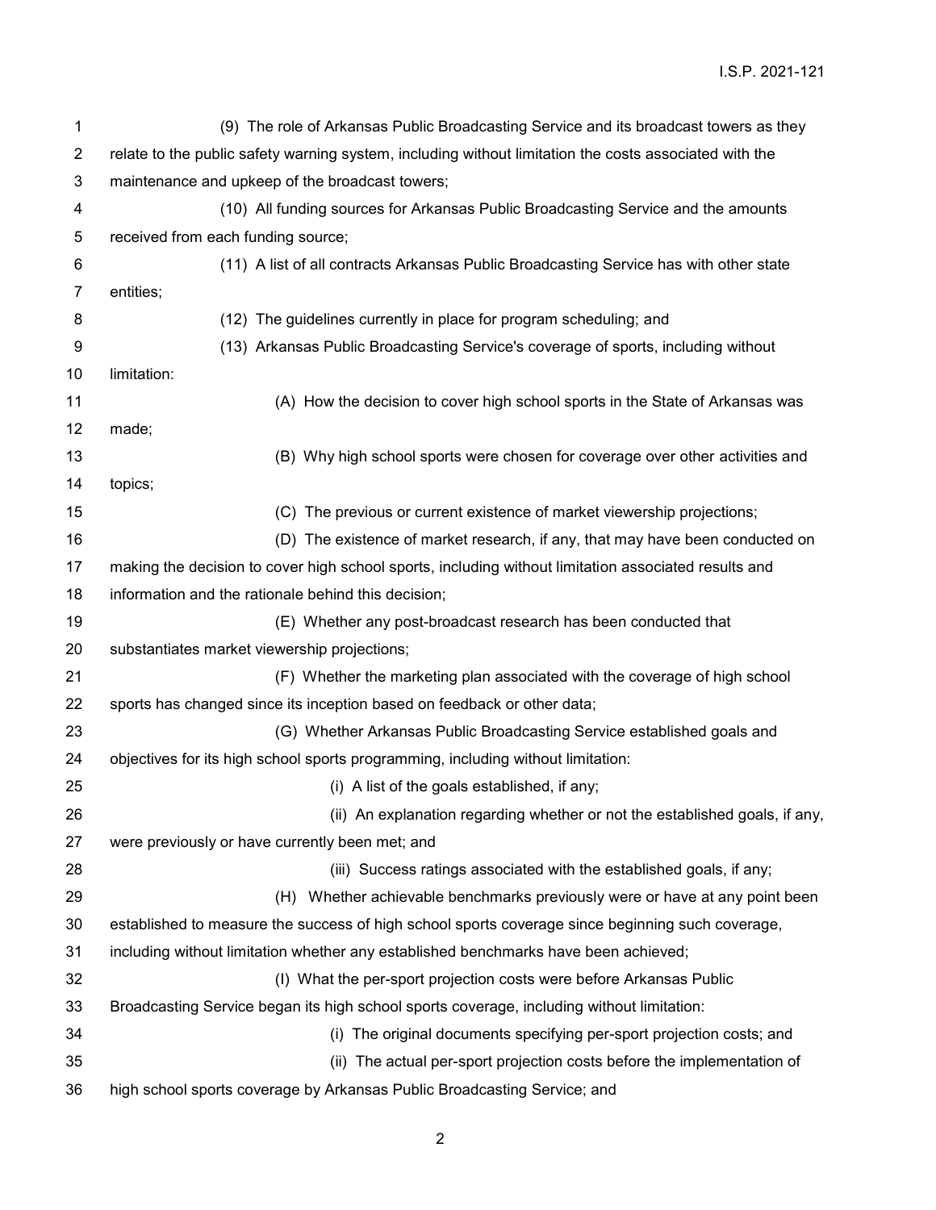(9) The role of Arkansas Public Broadcasting Service and its broadcast towers as they relate to the public safety warning system, including without limitation the costs associated with the maintenance and upkeep of the broadcast towers;

(10) All funding sources for Arkansas Public Broadcasting Service and the amounts received from each funding source;

(11) A list of all contracts Arkansas Public Broadcasting Service has with other state entities;

(12) The guidelines currently in place for program scheduling; and

(13) Arkansas Public Broadcasting Service's coverage of sports, including without limitation:

(A) How the decision to cover high school sports in the State of Arkansas was made;

(B) Why high school sports were chosen for coverage over other activities and topics;

(C) The previous or current existence of market viewership projections;

(D) The existence of market research, if any, that may have been conducted on making the decision to cover high school sports, including without limitation associated results and information and the rationale behind this decision;

(E) Whether any post-broadcast research has been conducted that substantiates market viewership projections;

(F) Whether the marketing plan associated with the coverage of high school sports has changed since its inception based on feedback or other data;

(G) Whether Arkansas Public Broadcasting Service established goals and objectives for its high school sports programming, including without limitation:

(i) A list of the goals established, if any;

(ii) An explanation regarding whether or not the established goals, if any, were previously or have currently been met; and

(iii) Success ratings associated with the established goals, if any;

(H) Whether achievable benchmarks previously were or have at any point been established to measure the success of high school sports coverage since beginning such coverage, including without limitation whether any established benchmarks have been achieved;

(I) What the per-sport projection costs were before Arkansas Public Broadcasting Service began its high school sports coverage, including without limitation:

(i) The original documents specifying per-sport projection costs; and

(ii) The actual per-sport projection costs before the implementation of high school sports coverage by Arkansas Public Broadcasting Service; and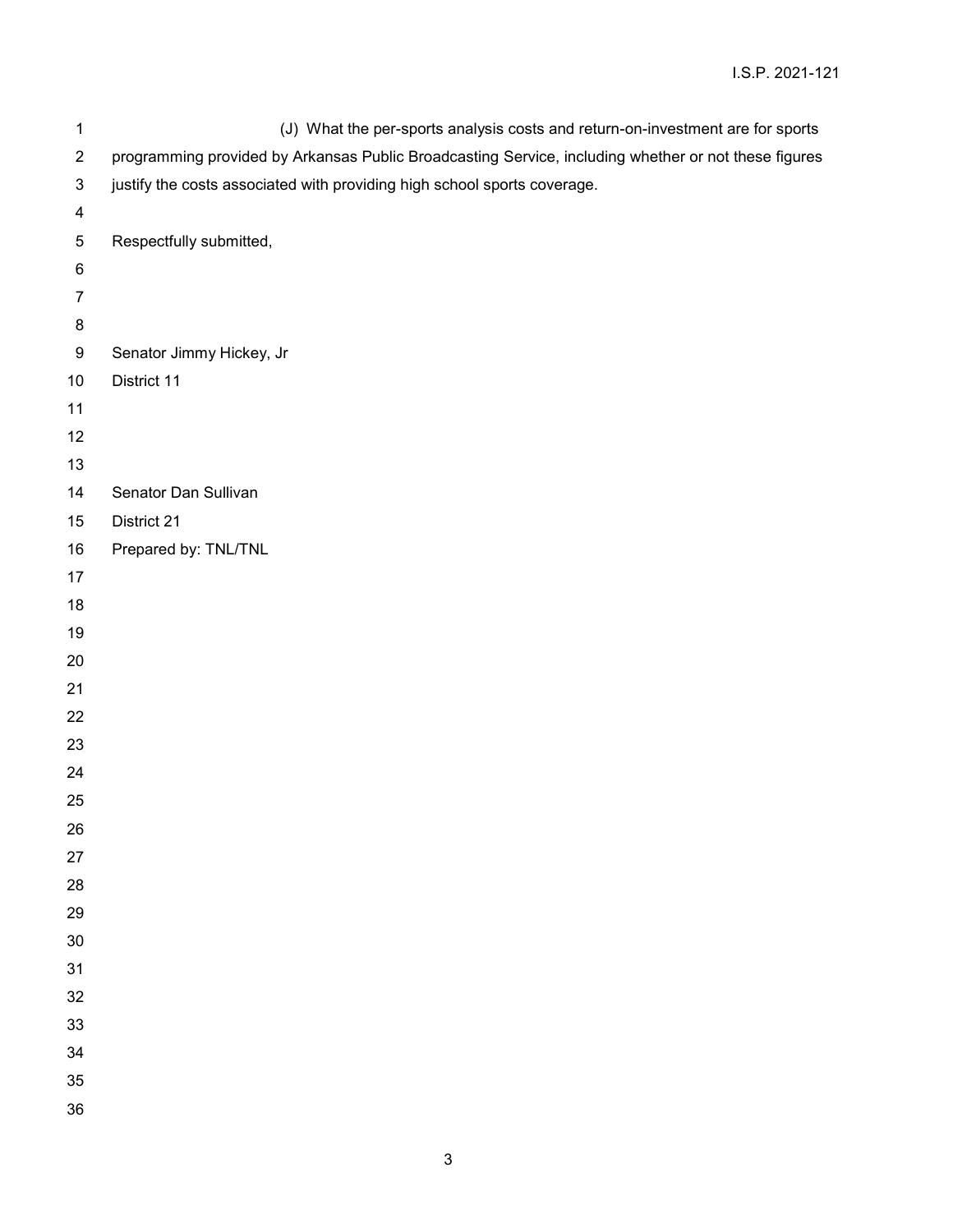(J) What the per-sports analysis costs and return-on-investment are for sports programming provided by Arkansas Public Broadcasting Service, including whether or not these figures justify the costs associated with providing high school sports coverage.

Respectfully submitted,

Senator Jimmy Hickey, Jr
District 11

Senator Dan Sullivan
District 21

Prepared by: TNL/TNL